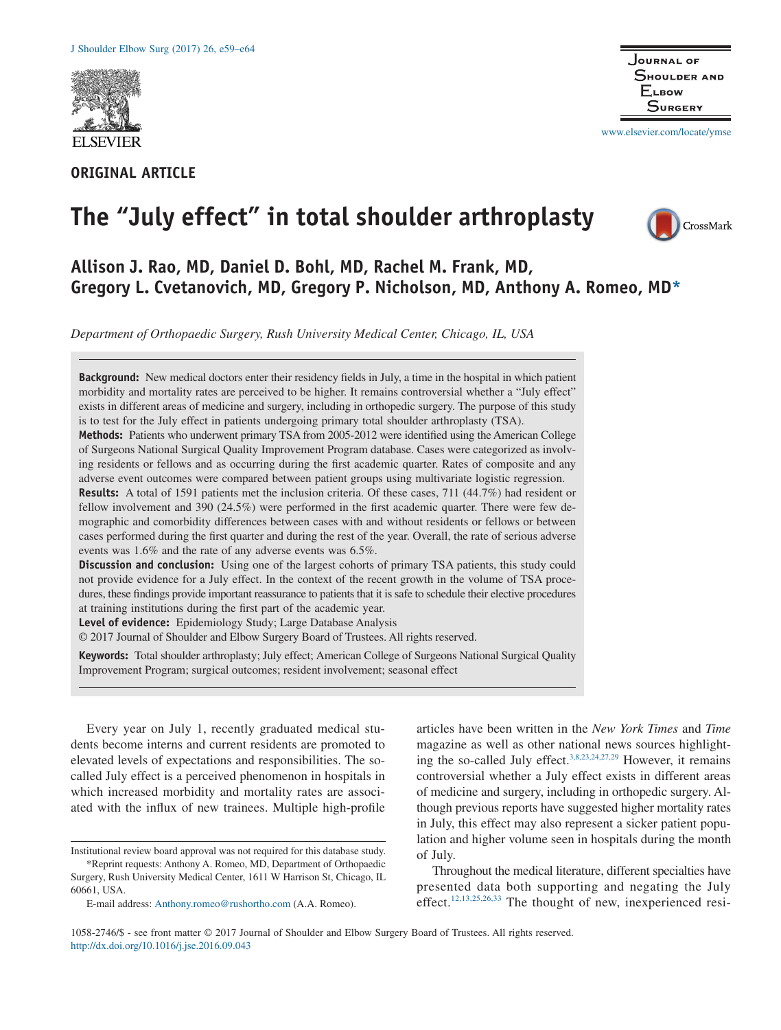ORIGINAL ARTICLE

# The "July effect" in total shoulder arthroplasty

**Allison J. Rao, MD, Daniel D. Bohl, MD, Rachel M. Frank, MD, Gregory L. Cvetanovich, MD, Gregory P. Nicholson, MD, Anthony A. Romeo, MD***

*Department of Orthopaedic Surgery, Rush University Medical Center, Chicago, IL, USA*

**Background:** New medical doctors enter their residency fields in July, a time in the hospital in which patient morbidity and mortality rates are perceived to be higher. It remains controversial whether a "July effect" exists in different areas of medicine and surgery, including in orthopedic surgery. The purpose of this study is to test for the July effect in patients undergoing primary total shoulder arthroplasty (TSA).

**Methods:** Patients who underwent primary TSA from 2005-2012 were identified using the American College of Surgeons National Surgical Quality Improvement Program database. Cases were categorized as involving residents or fellows and as occurring during the first academic quarter. Rates of composite and any adverse event outcomes were compared between patient groups using multivariate logistic regression.

**Results:** A total of 1591 patients met the inclusion criteria. Of these cases, 711 (44.7%) had resident or fellow involvement and 390 (24.5%) were performed in the first academic quarter. There were few demographic and comorbidity differences between cases with and without residents or fellows or between cases performed during the first quarter and during the rest of the year. Overall, the rate of serious adverse events was 1.6% and the rate of any adverse events was 6.5%.

**Discussion and conclusion:** Using one of the largest cohorts of primary TSA patients, this study could not provide evidence for a July effect. In the context of the recent growth in the volume of TSA procedures, these findings provide important reassurance to patients that it is safe to schedule their elective procedures at training institutions during the first part of the academic year.

**Level of evidence:** Epidemiology Study; Large Database Analysis

© 2017 Journal of Shoulder and Elbow Surgery Board of Trustees. All rights reserved.

**Keywords:** Total shoulder arthroplasty; July effect; American College of Surgeons National Surgical Quality Improvement Program; surgical outcomes; resident involvement; seasonal effect

Every year on July 1, recently graduated medical students become interns and current residents are promoted to elevated levels of expectations and responsibilities. The so-called July effect is a perceived phenomenon in hospitals in which increased morbidity and mortality rates are associated with the influx of new trainees. Multiple high-profile articles have been written in the *New York Times* and *Time* magazine as well as other national news sources highlighting the so-called July effect.[3,8,23,24,27,29] However, it remains controversial whether a July effect exists in different areas of medicine and surgery, including in orthopedic surgery. Although previous reports have suggested higher mortality rates in July, this effect may also represent a sicker patient population and higher volume seen in hospitals during the month of July.

Throughout the medical literature, different specialties have presented data both supporting and negating the July effect.[12,13,25,26,33] The thought of new, inexperienced resi-

Institutional review board approval was not required for this database study.

*Reprint requests: Anthony A. Romeo, MD, Department of Orthopaedic Surgery, Rush University Medical Center, 1611 W Harrison St, Chicago, IL 60661, USA.

E-mail address: Anthony.romeo@rushortho.com (A.A. Romeo).

1058-2746/$ - see front matter © 2017 Journal of Shoulder and Elbow Surgery Board of Trustees. All rights reserved.
http://dx.doi.org/10.1016/j.jse.2016.09.043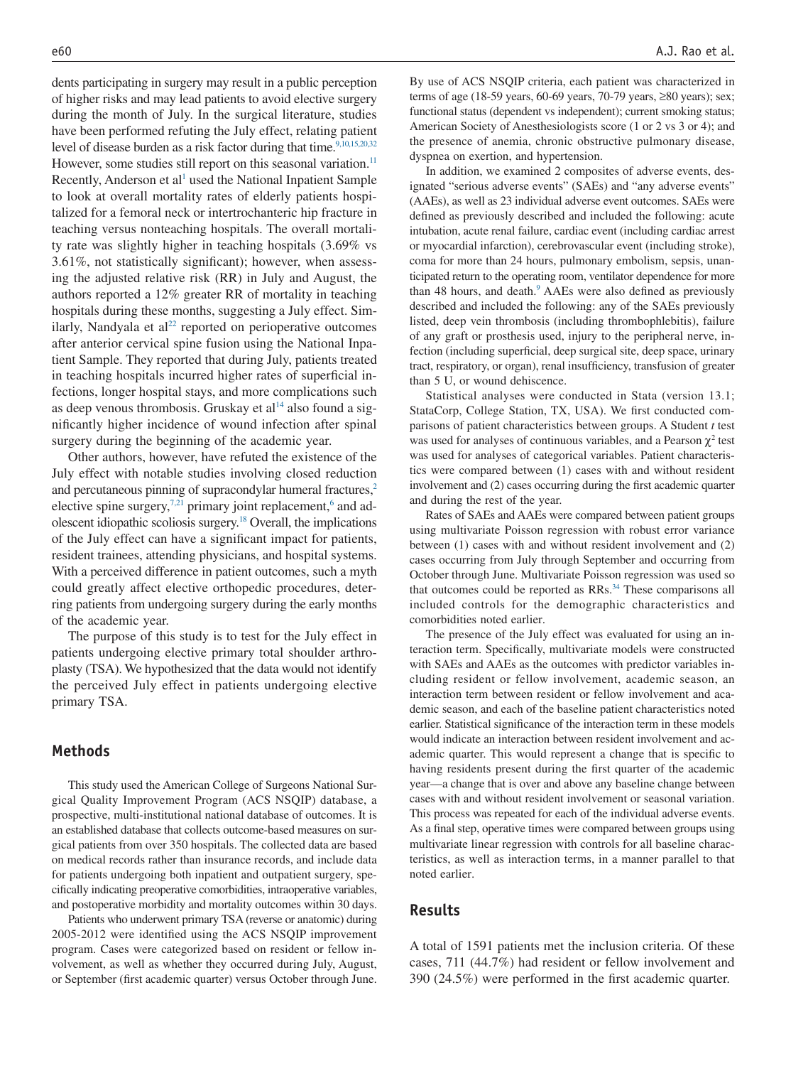dents participating in surgery may result in a public perception of higher risks and may lead patients to avoid elective surgery during the month of July. In the surgical literature, studies have been performed refuting the July effect, relating patient level of disease burden as a risk factor during that time.[9,10,15,20,32] However, some studies still report on this seasonal variation.[11] Recently, Anderson et al[1] used the National Inpatient Sample to look at overall mortality rates of elderly patients hospitalized for a femoral neck or intertrochanteric hip fracture in teaching versus nonteaching hospitals. The overall mortality rate was slightly higher in teaching hospitals (3.69% vs 3.61%, not statistically significant); however, when assessing the adjusted relative risk (RR) in July and August, the authors reported a 12% greater RR of mortality in teaching hospitals during these months, suggesting a July effect. Similarly, Nandyala et al[22] reported on perioperative outcomes after anterior cervical spine fusion using the National Inpatient Sample. They reported that during July, patients treated in teaching hospitals incurred higher rates of superficial infections, longer hospital stays, and more complications such as deep venous thrombosis. Gruskay et al[14] also found a significantly higher incidence of wound infection after spinal surgery during the beginning of the academic year.

Other authors, however, have refuted the existence of the July effect with notable studies involving closed reduction and percutaneous pinning of supracondylar humeral fractures,[2] elective spine surgery,[7,21] primary joint replacement,[6] and adolescent idiopathic scoliosis surgery.[18] Overall, the implications of the July effect can have a significant impact for patients, resident trainees, attending physicians, and hospital systems. With a perceived difference in patient outcomes, such a myth could greatly affect elective orthopedic procedures, deterring patients from undergoing surgery during the early months of the academic year.

The purpose of this study is to test for the July effect in patients undergoing elective primary total shoulder arthroplasty (TSA). We hypothesized that the data would not identify the perceived July effect in patients undergoing elective primary TSA.

## Methods

This study used the American College of Surgeons National Surgical Quality Improvement Program (ACS NSQIP) database, a prospective, multi-institutional national database of outcomes. It is an established database that collects outcome-based measures on surgical patients from over 350 hospitals. The collected data are based on medical records rather than insurance records, and include data for patients undergoing both inpatient and outpatient surgery, specifically indicating preoperative comorbidities, intraoperative variables, and postoperative morbidity and mortality outcomes within 30 days.

Patients who underwent primary TSA (reverse or anatomic) during 2005-2012 were identified using the ACS NSQIP improvement program. Cases were categorized based on resident or fellow involvement, as well as whether they occurred during July, August, or September (first academic quarter) versus October through June. By use of ACS NSQIP criteria, each patient was characterized in terms of age (18-59 years, 60-69 years, 70-79 years, ≥80 years); sex; functional status (dependent vs independent); current smoking status; American Society of Anesthesiologists score (1 or 2 vs 3 or 4); and the presence of anemia, chronic obstructive pulmonary disease, dyspnea on exertion, and hypertension.

In addition, we examined 2 composites of adverse events, designated "serious adverse events" (SAEs) and "any adverse events" (AAEs), as well as 23 individual adverse event outcomes. SAEs were defined as previously described and included the following: acute intubation, acute renal failure, cardiac event (including cardiac arrest or myocardial infarction), cerebrovascular event (including stroke), coma for more than 24 hours, pulmonary embolism, sepsis, unanticipated return to the operating room, ventilator dependence for more than 48 hours, and death.[9] AAEs were also defined as previously described and included the following: any of the SAEs previously listed, deep vein thrombosis (including thrombophlebitis), failure of any graft or prosthesis used, injury to the peripheral nerve, infection (including superficial, deep surgical site, deep space, urinary tract, respiratory, or organ), renal insufficiency, transfusion of greater than 5 U, or wound dehiscence.

Statistical analyses were conducted in Stata (version 13.1; StataCorp, College Station, TX, USA). We first conducted comparisons of patient characteristics between groups. A Student $t$ test was used for analyses of continuous variables, and a Pearson $\chi^2$ test was used for analyses of categorical variables. Patient characteristics were compared between (1) cases with and without resident involvement and (2) cases occurring during the first academic quarter and during the rest of the year.

Rates of SAEs and AAEs were compared between patient groups using multivariate Poisson regression with robust error variance between (1) cases with and without resident involvement and (2) cases occurring from July through September and occurring from October through June. Multivariate Poisson regression was used so that outcomes could be reported as RRs.[34] These comparisons all included controls for the demographic characteristics and comorbidities noted earlier.

The presence of the July effect was evaluated for using an interaction term. Specifically, multivariate models were constructed with SAEs and AAEs as the outcomes with predictor variables including resident or fellow involvement, academic season, an interaction term between resident or fellow involvement and academic season, and each of the baseline patient characteristics noted earlier. Statistical significance of the interaction term in these models would indicate an interaction between resident involvement and academic quarter. This would represent a change that is specific to having residents present during the first quarter of the academic year—a change that is over and above any baseline change between cases with and without resident involvement or seasonal variation. This process was repeated for each of the individual adverse events. As a final step, operative times were compared between groups using multivariate linear regression with controls for all baseline characteristics, as well as interaction terms, in a manner parallel to that noted earlier.

## Results

A total of 1591 patients met the inclusion criteria. Of these cases, 711 (44.7%) had resident or fellow involvement and 390 (24.5%) were performed in the first academic quarter.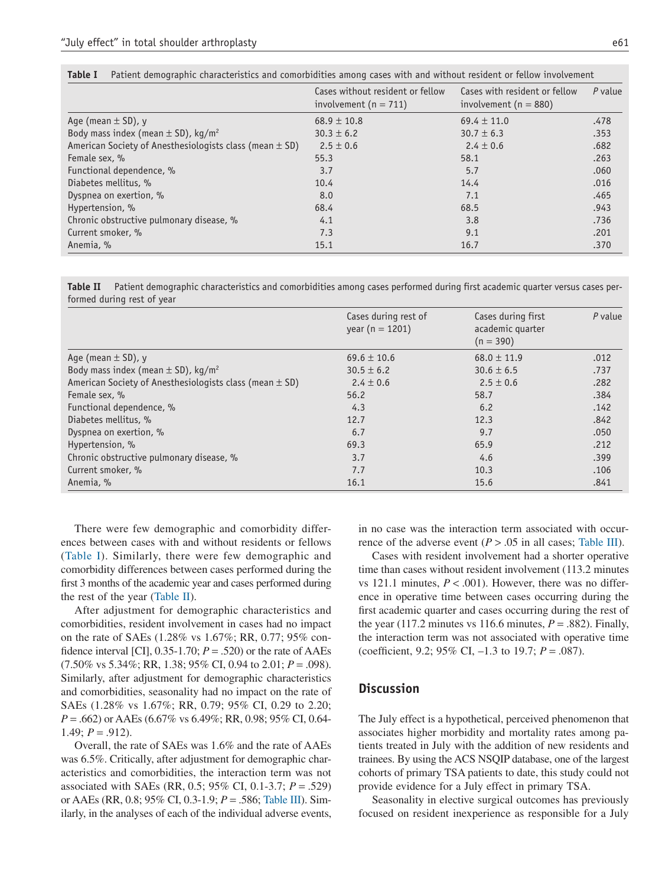**Table I** Patient demographic characteristics and comorbidities among cases with and without resident or fellow involvement

| | Cases without resident or fellow involvement (n = 711) | Cases with resident or fellow involvement (n = 880) | *P* value |
|---|---|---|---|
| Age (mean ± SD), y | 68.9 ± 10.8 | 69.4 ± 11.0 | .478 |
| Body mass index (mean ± SD), kg/m$^2$ | 30.3 ± 6.2 | 30.7 ± 6.3 | .353 |
| American Society of Anesthesiologists class (mean ± SD) | 2.5 ± 0.6 | 2.4 ± 0.6 | .682 |
| Female sex, % | 55.3 | 58.1 | .263 |
| Functional dependence, % | 3.7 | 5.7 | .060 |
| Diabetes mellitus, % | 10.4 | 14.4 | .016 |
| Dyspnea on exertion, % | 8.0 | 7.1 | .465 |
| Hypertension, % | 68.4 | 68.5 | .943 |
| Chronic obstructive pulmonary disease, % | 4.1 | 3.8 | .736 |
| Current smoker, % | 7.3 | 9.1 | .201 |
| Anemia, % | 15.1 | 16.7 | .370 |

**Table II** Patient demographic characteristics and comorbidities among cases performed during first academic quarter versus cases performed during rest of year

| | Cases during rest of year (n = 1201) | Cases during first academic quarter (n = 390) | *P* value |
|---|---|---|---|
| Age (mean ± SD), y | 69.6 ± 10.6 | 68.0 ± 11.9 | .012 |
| Body mass index (mean ± SD), kg/m$^2$ | 30.5 ± 6.2 | 30.6 ± 6.5 | .737 |
| American Society of Anesthesiologists class (mean ± SD) | 2.4 ± 0.6 | 2.5 ± 0.6 | .282 |
| Female sex, % | 56.2 | 58.7 | .384 |
| Functional dependence, % | 4.3 | 6.2 | .142 |
| Diabetes mellitus, % | 12.7 | 12.3 | .842 |
| Dyspnea on exertion, % | 6.7 | 9.7 | .050 |
| Hypertension, % | 69.3 | 65.9 | .212 |
| Chronic obstructive pulmonary disease, % | 3.7 | 4.6 | .399 |
| Current smoker, % | 7.7 | 10.3 | .106 |
| Anemia, % | 16.1 | 15.6 | .841 |

There were few demographic and comorbidity differences between cases with and without residents or fellows (Table I). Similarly, there were few demographic and comorbidity differences between cases performed during the first 3 months of the academic year and cases performed during the rest of the year (Table II).

After adjustment for demographic characteristics and comorbidities, resident involvement in cases had no impact on the rate of SAEs (1.28% vs 1.67%; RR, 0.77; 95% confidence interval [CI], 0.35-1.70; $P = .520$) or the rate of AAEs (7.50% vs 5.34%; RR, 1.38; 95% CI, 0.94 to 2.01; $P = .098$). Similarly, after adjustment for demographic characteristics and comorbidities, seasonality had no impact on the rate of SAEs (1.28% vs 1.67%; RR, 0.79; 95% CI, 0.29 to 2.20; $P = .662$) or AAEs (6.67% vs 6.49%; RR, 0.98; 95% CI, 0.64-1.49; $P = .912$).

Overall, the rate of SAEs was 1.6% and the rate of AAEs was 6.5%. Critically, after adjustment for demographic characteristics and comorbidities, the interaction term was not associated with SAEs (RR, 0.5; 95% CI, 0.1-3.7; $P = .529$) or AAEs (RR, 0.8; 95% CI, 0.3-1.9; $P = .586$; Table III). Similarly, in the analyses of each of the individual adverse events, in no case was the interaction term associated with occurrence of the adverse event ($P > .05$ in all cases; Table III).

Cases with resident involvement had a shorter operative time than cases without resident involvement (113.2 minutes vs 121.1 minutes, $P < .001$). However, there was no difference in operative time between cases occurring during the first academic quarter and cases occurring during the rest of the year (117.2 minutes vs 116.6 minutes, $P = .882$). Finally, the interaction term was not associated with operative time (coefficient, 9.2; 95% CI, –1.3 to 19.7; $P = .087$).

## Discussion

The July effect is a hypothetical, perceived phenomenon that associates higher morbidity and mortality rates among patients treated in July with the addition of new residents and trainees. By using the ACS NSQIP database, one of the largest cohorts of primary TSA patients to date, this study could not provide evidence for a July effect in primary TSA.

Seasonality in elective surgical outcomes has previously focused on resident inexperience as responsible for a July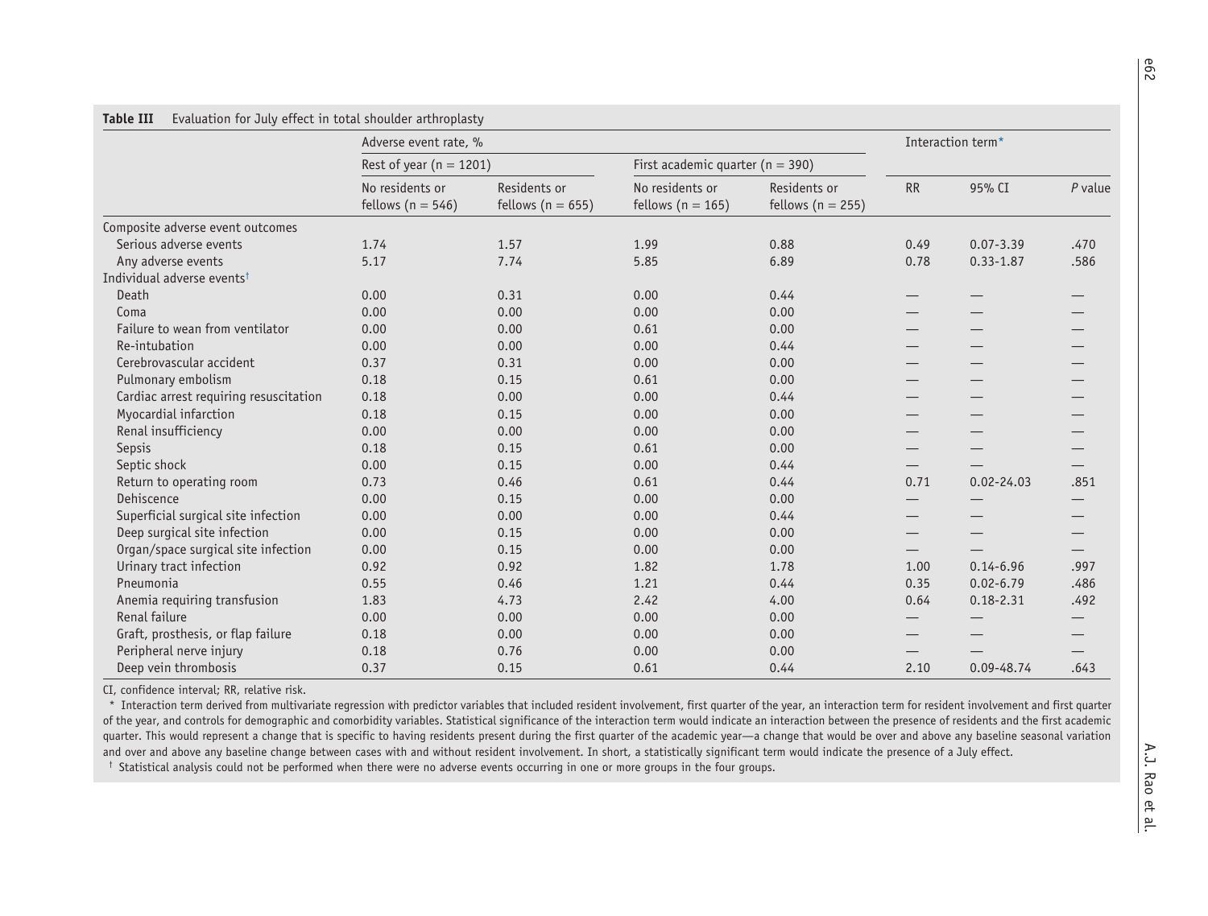**Table III** Evaluation for July effect in total shoulder arthroplasty

| | Adverse event rate, % | | | | Interaction term* | | |
|---|---|---|---|---|---|---|---|
| | Rest of year (n = 1201) | | First academic quarter (n = 390) | | | | |
| | No residents or fellows (n = 546) | Residents or fellows (n = 655) | No residents or fellows (n = 165) | Residents or fellows (n = 255) | RR | 95% CI | *P* value |
| Composite adverse event outcomes | | | | | | | |
| Serious adverse events | 1.74 | 1.57 | 1.99 | 0.88 | 0.49 | 0.07-3.39 | .470 |
| Any adverse events | 5.17 | 7.74 | 5.85 | 6.89 | 0.78 | 0.33-1.87 | .586 |
| Individual adverse events[†] | | | | | | | |
| Death | 0.00 | 0.31 | 0.00 | 0.44 | — | — | — |
| Coma | 0.00 | 0.00 | 0.00 | 0.00 | — | — | — |
| Failure to wean from ventilator | 0.00 | 0.00 | 0.61 | 0.00 | — | — | — |
| Re-intubation | 0.00 | 0.00 | 0.00 | 0.44 | — | — | — |
| Cerebrovascular accident | 0.37 | 0.31 | 0.00 | 0.00 | — | — | — |
| Pulmonary embolism | 0.18 | 0.15 | 0.61 | 0.00 | — | — | — |
| Cardiac arrest requiring resuscitation | 0.18 | 0.00 | 0.00 | 0.44 | — | — | — |
| Myocardial infarction | 0.18 | 0.15 | 0.00 | 0.00 | — | — | — |
| Renal insufficiency | 0.00 | 0.00 | 0.00 | 0.00 | — | — | — |
| Sepsis | 0.18 | 0.15 | 0.61 | 0.00 | — | — | — |
| Septic shock | 0.00 | 0.15 | 0.00 | 0.44 | — | — | — |
| Return to operating room | 0.73 | 0.46 | 0.61 | 0.44 | 0.71 | 0.02-24.03 | .851 |
| Dehiscence | 0.00 | 0.15 | 0.00 | 0.00 | — | — | — |
| Superficial surgical site infection | 0.00 | 0.00 | 0.00 | 0.44 | — | — | — |
| Deep surgical site infection | 0.00 | 0.15 | 0.00 | 0.00 | — | — | — |
| Organ/space surgical site infection | 0.00 | 0.15 | 0.00 | 0.00 | — | — | — |
| Urinary tract infection | 0.92 | 0.92 | 1.82 | 1.78 | 1.00 | 0.14-6.96 | .997 |
| Pneumonia | 0.55 | 0.46 | 1.21 | 0.44 | 0.35 | 0.02-6.79 | .486 |
| Anemia requiring transfusion | 1.83 | 4.73 | 2.42 | 4.00 | 0.64 | 0.18-2.31 | .492 |
| Renal failure | 0.00 | 0.00 | 0.00 | 0.00 | — | — | — |
| Graft, prosthesis, or flap failure | 0.18 | 0.00 | 0.00 | 0.00 | — | — | — |
| Peripheral nerve injury | 0.18 | 0.76 | 0.00 | 0.00 | — | — | — |
| Deep vein thrombosis | 0.37 | 0.15 | 0.61 | 0.44 | 2.10 | 0.09-48.74 | .643 |

CI, confidence interval; RR, relative risk.

\* Interaction term derived from multivariate regression with predictor variables that included resident involvement, first quarter of the year, an interaction term for resident involvement and first quarter of the year, and controls for demographic and comorbidity variables. Statistical significance of the interaction term would indicate an interaction between the presence of residents and the first academic quarter. This would represent a change that is specific to having residents present during the first quarter of the academic year—a change that would be over and above any baseline seasonal variation and over and above any baseline change between cases with and without resident involvement. In short, a statistically significant term would indicate the presence of a July effect.

† Statistical analysis could not be performed when there were no adverse events occurring in one or more groups in the four groups.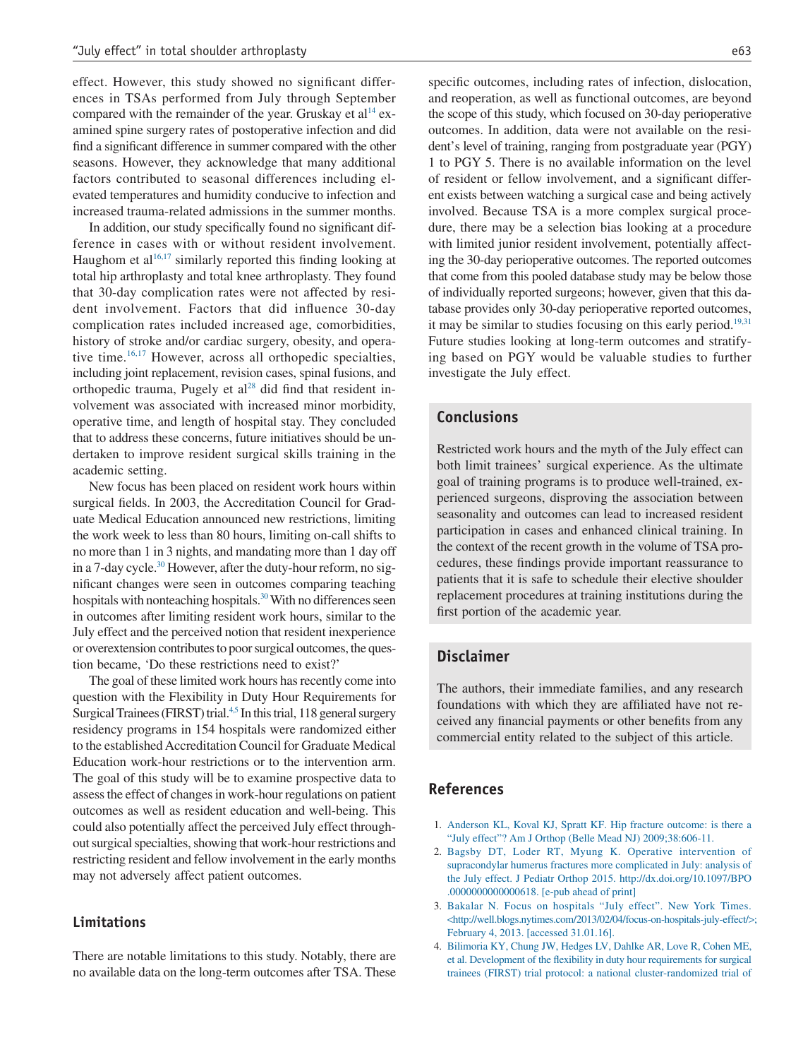effect. However, this study showed no significant differences in TSAs performed from July through September compared with the remainder of the year. Gruskay et al[14] examined spine surgery rates of postoperative infection and did find a significant difference in summer compared with the other seasons. However, they acknowledge that many additional factors contributed to seasonal differences including elevated temperatures and humidity conducive to infection and increased trauma-related admissions in the summer months.

In addition, our study specifically found no significant difference in cases with or without resident involvement. Haughom et al[16,17] similarly reported this finding looking at total hip arthroplasty and total knee arthroplasty. They found that 30-day complication rates were not affected by resident involvement. Factors that did influence 30-day complication rates included increased age, comorbidities, history of stroke and/or cardiac surgery, obesity, and operative time.[16,17] However, across all orthopedic specialties, including joint replacement, revision cases, spinal fusions, and orthopedic trauma, Pugely et al[28] did find that resident involvement was associated with increased minor morbidity, operative time, and length of hospital stay. They concluded that to address these concerns, future initiatives should be undertaken to improve resident surgical skills training in the academic setting.

New focus has been placed on resident work hours within surgical fields. In 2003, the Accreditation Council for Graduate Medical Education announced new restrictions, limiting the work week to less than 80 hours, limiting on-call shifts to no more than 1 in 3 nights, and mandating more than 1 day off in a 7-day cycle.[30] However, after the duty-hour reform, no significant changes were seen in outcomes comparing teaching hospitals with nonteaching hospitals.[30] With no differences seen in outcomes after limiting resident work hours, similar to the July effect and the perceived notion that resident inexperience or overextension contributes to poor surgical outcomes, the question became, 'Do these restrictions need to exist?'

The goal of these limited work hours has recently come into question with the Flexibility in Duty Hour Requirements for Surgical Trainees (FIRST) trial.[4,5] In this trial, 118 general surgery residency programs in 154 hospitals were randomized either to the established Accreditation Council for Graduate Medical Education work-hour restrictions or to the intervention arm. The goal of this study will be to examine prospective data to assess the effect of changes in work-hour regulations on patient outcomes as well as resident education and well-being. This could also potentially affect the perceived July effect throughout surgical specialties, showing that work-hour restrictions and restricting resident and fellow involvement in the early months may not adversely affect patient outcomes.

### Limitations

There are notable limitations to this study. Notably, there are no available data on the long-term outcomes after TSA. These specific outcomes, including rates of infection, dislocation, and reoperation, as well as functional outcomes, are beyond the scope of this study, which focused on 30-day perioperative outcomes. In addition, data were not available on the resident's level of training, ranging from postgraduate year (PGY) 1 to PGY 5. There is no available information on the level of resident or fellow involvement, and a significant different exists between watching a surgical case and being actively involved. Because TSA is a more complex surgical procedure, there may be a selection bias looking at a procedure with limited junior resident involvement, potentially affecting the 30-day perioperative outcomes. The reported outcomes that come from this pooled database study may be below those of individually reported surgeons; however, given that this database provides only 30-day perioperative reported outcomes, it may be similar to studies focusing on this early period.[19,31] Future studies looking at long-term outcomes and stratifying based on PGY would be valuable studies to further investigate the July effect.

## Conclusions

Restricted work hours and the myth of the July effect can both limit trainees' surgical experience. As the ultimate goal of training programs is to produce well-trained, experienced surgeons, disproving the association between seasonality and outcomes can lead to increased resident participation in cases and enhanced clinical training. In the context of the recent growth in the volume of TSA procedures, these findings provide important reassurance to patients that it is safe to schedule their elective shoulder replacement procedures at training institutions during the first portion of the academic year.

## Disclaimer

The authors, their immediate families, and any research foundations with which they are affiliated have not received any financial payments or other benefits from any commercial entity related to the subject of this article.

## References

1. Anderson KL, Koval KJ, Spratt KF. Hip fracture outcome: is there a "July effect"? Am J Orthop (Belle Mead NJ) 2009;38:606-11.
2. Bagsby DT, Loder RT, Myung K. Operative intervention of supracondylar humerus fractures more complicated in July: analysis of the July effect. J Pediatr Orthop 2015. http://dx.doi.org/10.1097/BPO.0000000000000618. [e-pub ahead of print]
3. Bakalar N. Focus on hospitals "July effect". New York Times. <http://well.blogs.nytimes.com/2013/02/04/focus-on-hospitals-july-effect/>; February 4, 2013. [accessed 31.01.16].
4. Bilimoria KY, Chung JW, Hedges LV, Dahlke AR, Love R, Cohen ME, et al. Development of the flexibility in duty hour requirements for surgical trainees (FIRST) trial protocol: a national cluster-randomized trial of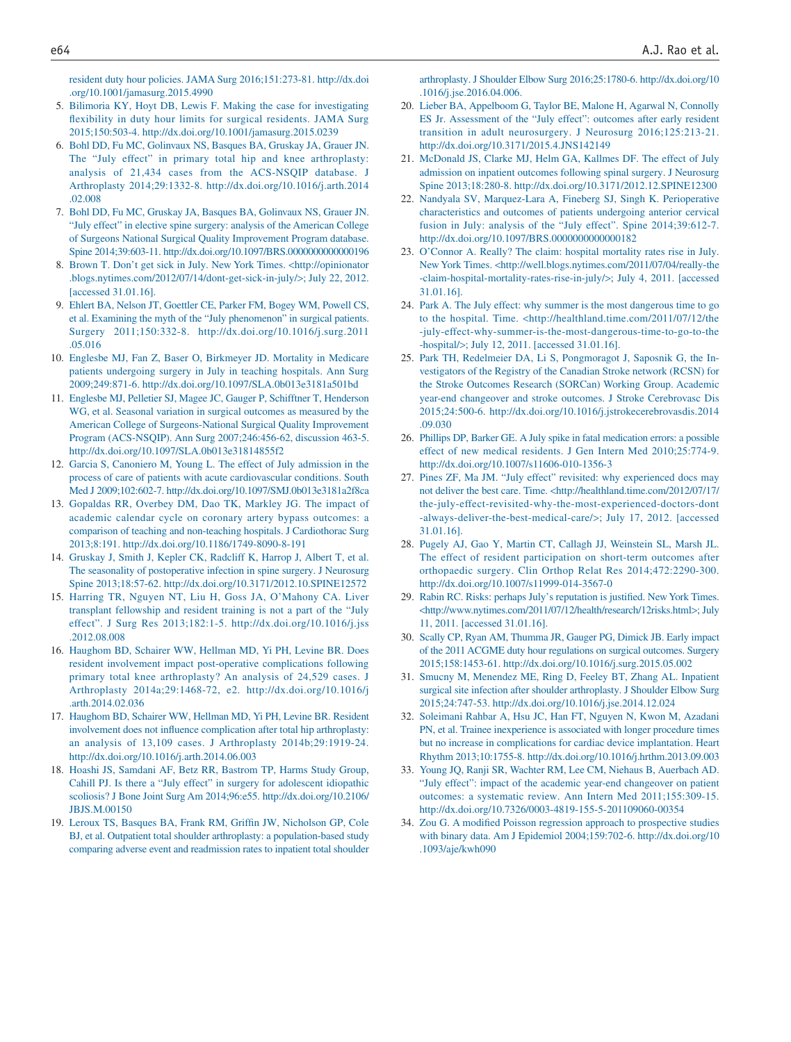resident duty hour policies. JAMA Surg 2016;151:273-81. http://dx.doi.org/10.1001/jamasurg.2015.4990

5. Bilimoria KY, Hoyt DB, Lewis F. Making the case for investigating flexibility in duty hour limits for surgical residents. JAMA Surg 2015;150:503-4. http://dx.doi.org/10.1001/jamasurg.2015.0239
6. Bohl DD, Fu MC, Golinvaux NS, Basques BA, Gruskay JA, Grauer JN. The "July effect" in primary total hip and knee arthroplasty: analysis of 21,434 cases from the ACS-NSQIP database. J Arthroplasty 2014;29:1332-8. http://dx.doi.org/10.1016/j.arth.2014.02.008
7. Bohl DD, Fu MC, Gruskay JA, Basques BA, Golinvaux NS, Grauer JN. "July effect" in elective spine surgery: analysis of the American College of Surgeons National Surgical Quality Improvement Program database. Spine 2014;39:603-11. http://dx.doi.org/10.1097/BRS.0000000000000196
8. Brown T. Don't get sick in July. New York Times. <http://opinionator.blogs.nytimes.com/2012/07/14/dont-get-sick-in-july/>; July 22, 2012. [accessed 31.01.16].
9. Ehlert BA, Nelson JT, Goettler CE, Parker FM, Bogey WM, Powell CS, et al. Examining the myth of the "July phenomenon" in surgical patients. Surgery 2011;150:332-8. http://dx.doi.org/10.1016/j.surg.2011.05.016
10. Englesbe MJ, Fan Z, Baser O, Birkmeyer JD. Mortality in Medicare patients undergoing surgery in July in teaching hospitals. Ann Surg 2009;249:871-6. http://dx.doi.org/10.1097/SLA.0b013e3181a501bd
11. Englesbe MJ, Pelletier SJ, Magee JC, Gauger P, Schifftner T, Henderson WG, et al. Seasonal variation in surgical outcomes as measured by the American College of Surgeons-National Surgical Quality Improvement Program (ACS-NSQIP). Ann Surg 2007;246:456-62, discussion 463-5. http://dx.doi.org/10.1097/SLA.0b013e31814855f2
12. Garcia S, Canoniero M, Young L. The effect of July admission in the process of care of patients with acute cardiovascular conditions. South Med J 2009;102:602-7. http://dx.doi.org/10.1097/SMJ.0b013e3181a2f8ca
13. Gopaldas RR, Overbey DM, Dao TK, Markley JG. The impact of academic calendar cycle on coronary artery bypass outcomes: a comparison of teaching and non-teaching hospitals. J Cardiothorac Surg 2013;8:191. http://dx.doi.org/10.1186/1749-8090-8-191
14. Gruskay J, Smith J, Kepler CK, Radcliff K, Harrop J, Albert T, et al. The seasonality of postoperative infection in spine surgery. J Neurosurg Spine 2013;18:57-62. http://dx.doi.org/10.3171/2012.10.SPINE12572
15. Harring TR, Nguyen NT, Liu H, Goss JA, O'Mahony CA. Liver transplant fellowship and resident training is not a part of the "July effect". J Surg Res 2013;182:1-5. http://dx.doi.org/10.1016/j.jss.2012.08.008
16. Haughom BD, Schairer WW, Hellman MD, Yi PH, Levine BR. Does resident involvement impact post-operative complications following primary total knee arthroplasty? An analysis of 24,529 cases. J Arthroplasty 2014a;29:1468-72, e2. http://dx.doi.org/10.1016/j.arth.2014.02.036
17. Haughom BD, Schairer WW, Hellman MD, Yi PH, Levine BR. Resident involvement does not influence complication after total hip arthroplasty: an analysis of 13,109 cases. J Arthroplasty 2014b;29:1919-24. http://dx.doi.org/10.1016/j.arth.2014.06.003
18. Hoashi JS, Samdani AF, Betz RR, Bastrom TP, Harms Study Group, Cahill PJ. Is there a "July effect" in surgery for adolescent idiopathic scoliosis? J Bone Joint Surg Am 2014;96:e55. http://dx.doi.org/10.2106/JBJS.M.00150
19. Leroux TS, Basques BA, Frank RM, Griffin JW, Nicholson GP, Cole BJ, et al. Outpatient total shoulder arthroplasty: a population-based study comparing adverse event and readmission rates to inpatient total shoulder arthroplasty. J Shoulder Elbow Surg 2016;25:1780-6. http://dx.doi.org/10.1016/j.jse.2016.04.006.
20. Lieber BA, Appelboom G, Taylor BE, Malone H, Agarwal N, Connolly ES Jr. Assessment of the "July effect": outcomes after early resident transition in adult neurosurgery. J Neurosurg 2016;125:213-21. http://dx.doi.org/10.3171/2015.4.JNS142149
21. McDonald JS, Clarke MJ, Helm GA, Kallmes DF. The effect of July admission on inpatient outcomes following spinal surgery. J Neurosurg Spine 2013;18:280-8. http://dx.doi.org/10.3171/2012.12.SPINE12300
22. Nandyala SV, Marquez-Lara A, Fineberg SJ, Singh K. Perioperative characteristics and outcomes of patients undergoing anterior cervical fusion in July: analysis of the "July effect". Spine 2014;39:612-7. http://dx.doi.org/10.1097/BRS.0000000000000182
23. O'Connor A. Really? The claim: hospital mortality rates rise in July. New York Times. <http://well.blogs.nytimes.com/2011/07/04/really-the-claim-hospital-mortality-rates-rise-in-july/>; July 4, 2011. [accessed 31.01.16].
24. Park A. The July effect: why summer is the most dangerous time to go to the hospital. Time. <http://healthland.time.com/2011/07/12/the-july-effect-why-summer-is-the-most-dangerous-time-to-go-to-the-hospital/>; July 12, 2011. [accessed 31.01.16].
25. Park TH, Redelmeier DA, Li S, Pongmoragot J, Saposnik G, the Investigators of the Registry of the Canadian Stroke network (RCSN) for the Stroke Outcomes Research (SORCan) Working Group. Academic year-end changeover and stroke outcomes. J Stroke Cerebrovasc Dis 2015;24:500-6. http://dx.doi.org/10.1016/j.jstrokecerebrovasdis.2014.09.030
26. Phillips DP, Barker GE. A July spike in fatal medication errors: a possible effect of new medical residents. J Gen Intern Med 2010;25:774-9. http://dx.doi.org/10.1007/s11606-010-1356-3
27. Pines ZF, Ma JM. "July effect" revisited: why experienced docs may not deliver the best care. Time. <http://healthland.time.com/2012/07/17/the-july-effect-revisited-why-the-most-experienced-doctors-dont-always-deliver-the-best-medical-care/>; July 17, 2012. [accessed 31.01.16].
28. Pugely AJ, Gao Y, Martin CT, Callagh JJ, Weinstein SL, Marsh JL. The effect of resident participation on short-term outcomes after orthopaedic surgery. Clin Orthop Relat Res 2014;472:2290-300. http://dx.doi.org/10.1007/s11999-014-3567-0
29. Rabin RC. Risks: perhaps July's reputation is justified. New York Times. <http://www.nytimes.com/2011/07/12/health/research/12risks.html>; July 11, 2011. [accessed 31.01.16].
30. Scally CP, Ryan AM, Thumma JR, Gauger PG, Dimick JB. Early impact of the 2011 ACGME duty hour regulations on surgical outcomes. Surgery 2015;158:1453-61. http://dx.doi.org/10.1016/j.surg.2015.05.002
31. Smucny M, Menendez ME, Ring D, Feeley BT, Zhang AL. Inpatient surgical site infection after shoulder arthroplasty. J Shoulder Elbow Surg 2015;24:747-53. http://dx.doi.org/10.1016/j.jse.2014.12.024
32. Soleimani Rahbar A, Hsu JC, Han FT, Nguyen N, Kwon M, Azadani PN, et al. Trainee inexperience is associated with longer procedure times but no increase in complications for cardiac device implantation. Heart Rhythm 2013;10:1755-8. http://dx.doi.org/10.1016/j.hrthm.2013.09.003
33. Young JQ, Ranji SR, Wachter RM, Lee CM, Niehaus B, Auerbach AD. "July effect": impact of the academic year-end changeover on patient outcomes: a systematic review. Ann Intern Med 2011;155:309-15. http://dx.doi.org/10.7326/0003-4819-155-5-201109060-00354
34. Zou G. A modified Poisson regression approach to prospective studies with binary data. Am J Epidemiol 2004;159:702-6. http://dx.doi.org/10.1093/aje/kwh090